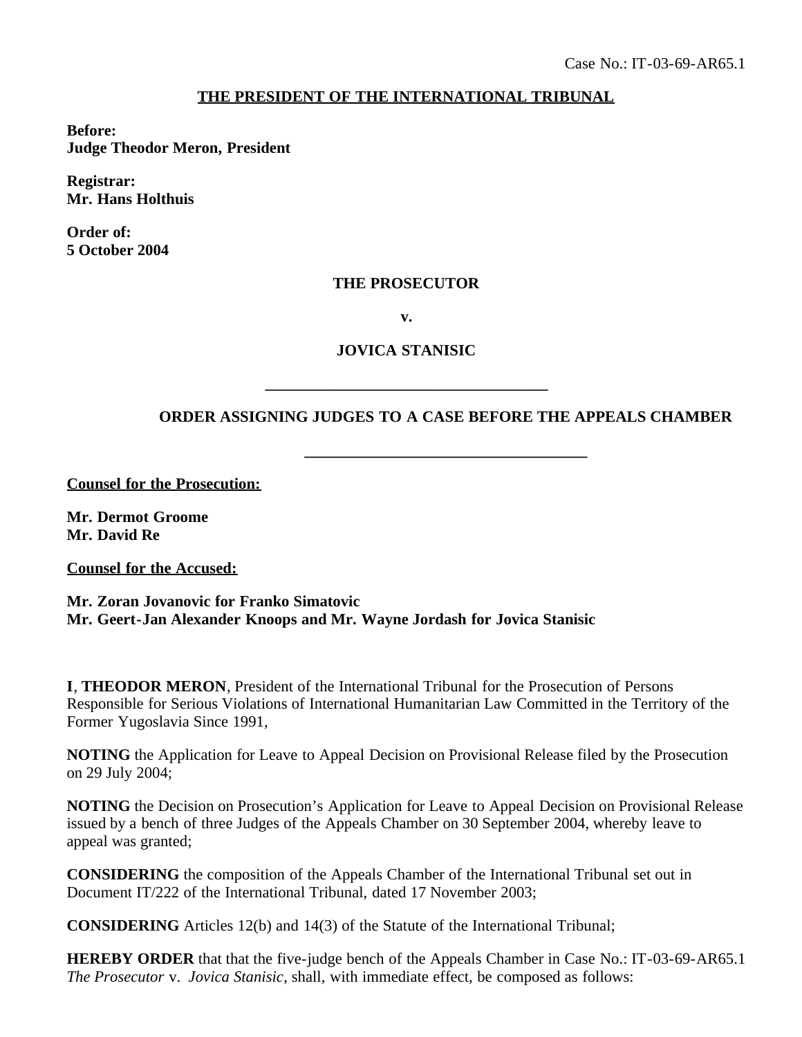Case No.: IT-03-69-AR65.1

**THE PRESIDENT OF THE INTERNATIONAL TRIBUNAL**

**Before:**
**Judge Theodor Meron, President**

**Registrar:**
**Mr. Hans Holthuis**

**Order of:**
**5 October 2004**

**THE PROSECUTOR**

**v.**

**JOVICA STANISIC**

---

**ORDER ASSIGNING JUDGES TO A CASE BEFORE THE APPEALS CHAMBER**

---

**Counsel for the Prosecution:**

**Mr. Dermot Groome**
**Mr. David Re**

**Counsel for the Accused:**

**Mr. Zoran Jovanovic for Franko Simatovic**
**Mr. Geert-Jan Alexander Knoops and Mr. Wayne Jordash for Jovica Stanisic**

**I**, **THEODOR MERON**, President of the International Tribunal for the Prosecution of Persons Responsible for Serious Violations of International Humanitarian Law Committed in the Territory of the Former Yugoslavia Since 1991,

**NOTING** the Application for Leave to Appeal Decision on Provisional Release filed by the Prosecution on 29 July 2004;

**NOTING** the Decision on Prosecution's Application for Leave to Appeal Decision on Provisional Release issued by a bench of three Judges of the Appeals Chamber on 30 September 2004, whereby leave to appeal was granted;

**CONSIDERING** the composition of the Appeals Chamber of the International Tribunal set out in Document IT/222 of the International Tribunal, dated 17 November 2003;

**CONSIDERING** Articles 12(b) and 14(3) of the Statute of the International Tribunal;

**HEREBY ORDER** that that the five-judge bench of the Appeals Chamber in Case No.: IT-03-69-AR65.1 *The Prosecutor* v. *Jovica Stanisic*, shall, with immediate effect, be composed as follows: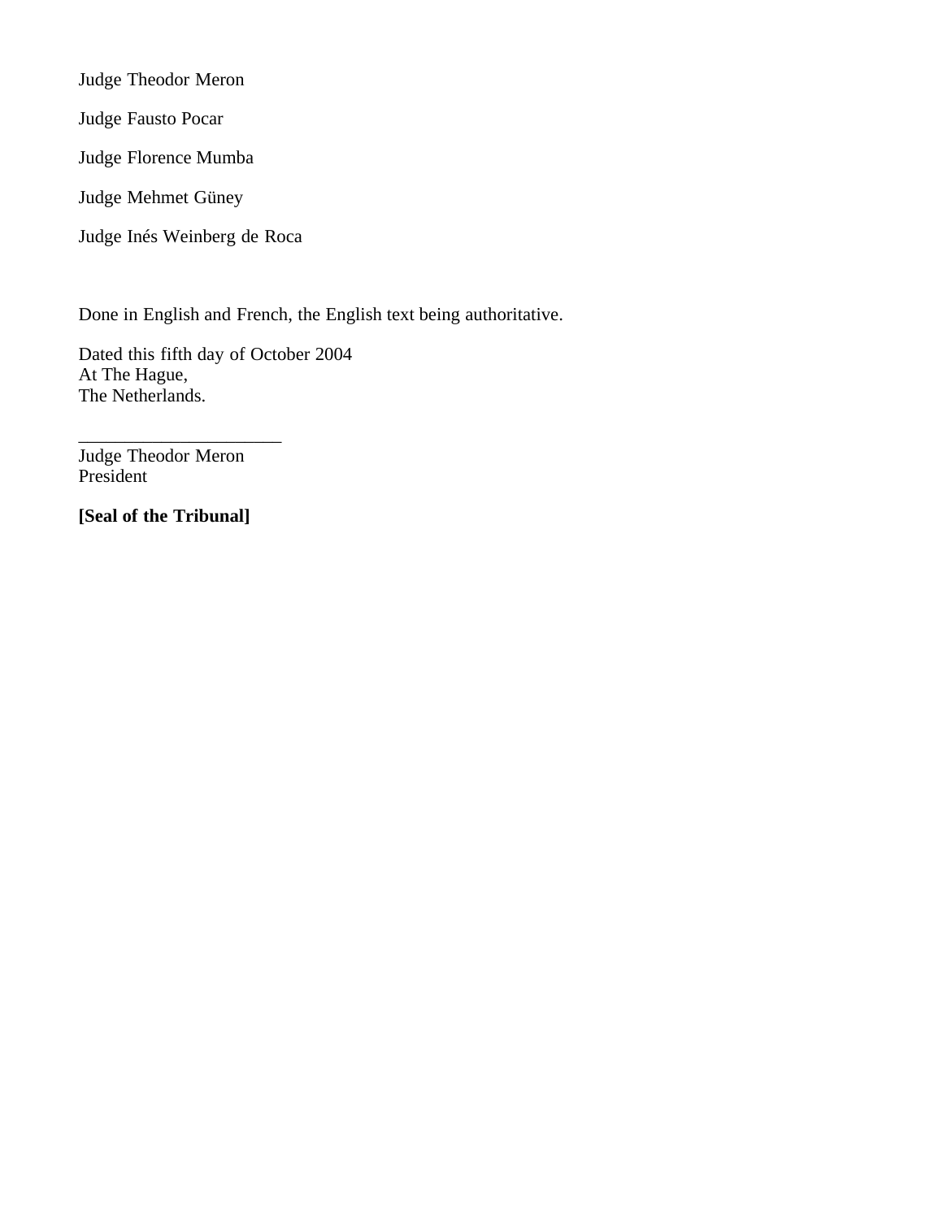Judge Theodor Meron

Judge Fausto Pocar

Judge Florence Mumba

Judge Mehmet Güney

Judge Inés Weinberg de Roca

Done in English and French, the English text being authoritative.

Dated this fifth day of October 2004
At The Hague,
The Netherlands.

_____________________
Judge Theodor Meron
President

**[Seal of the Tribunal]**